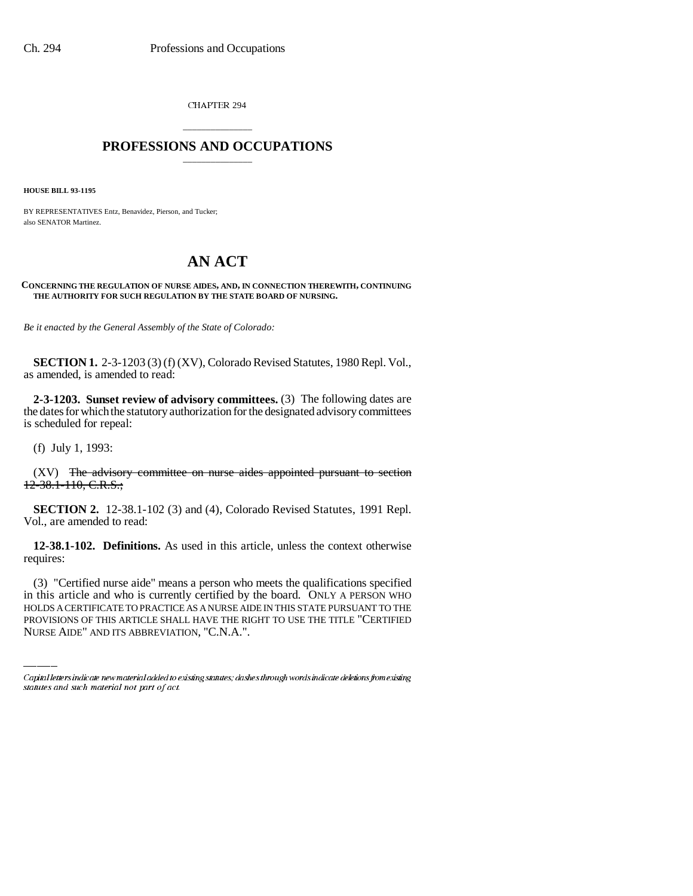CHAPTER 294

# PROFESSIONS AND OCCUPATIONS

**HOUSE BILL 93-1195**

BY REPRESENTATIVES Entz, Benavidez, Pierson, and Tucker;
also SENATOR Martinez.

# AN ACT

**CONCERNING THE REGULATION OF NURSE AIDES, AND, IN CONNECTION THEREWITH, CONTINUING THE AUTHORITY FOR SUCH REGULATION BY THE STATE BOARD OF NURSING.**

*Be it enacted by the General Assembly of the State of Colorado:*

**SECTION 1.** 2-3-1203 (3) (f) (XV), Colorado Revised Statutes, 1980 Repl. Vol., as amended, is amended to read:

**2-3-1203. Sunset review of advisory committees.** (3) The following dates are the dates for which the statutory authorization for the designated advisory committees is scheduled for repeal:

(f) July 1, 1993:

(XV) ~~The advisory committee on nurse aides appointed pursuant to section 12-38.1-110, C.R.S.;~~

**SECTION 2.** 12-38.1-102 (3) and (4), Colorado Revised Statutes, 1991 Repl. Vol., are amended to read:

**12-38.1-102. Definitions.** As used in this article, unless the context otherwise requires:

(3) "Certified nurse aide" means a person who meets the qualifications specified in this article and who is currently certified by the board. ONLY A PERSON WHO HOLDS A CERTIFICATE TO PRACTICE AS A NURSE AIDE IN THIS STATE PURSUANT TO THE PROVISIONS OF THIS ARTICLE SHALL HAVE THE RIGHT TO USE THE TITLE "CERTIFIED NURSE AIDE" AND ITS ABBREVIATION, "C.N.A.".

*Capital letters indicate new material added to existing statutes; dashes through words indicate deletions from existing statutes and such material not part of act.*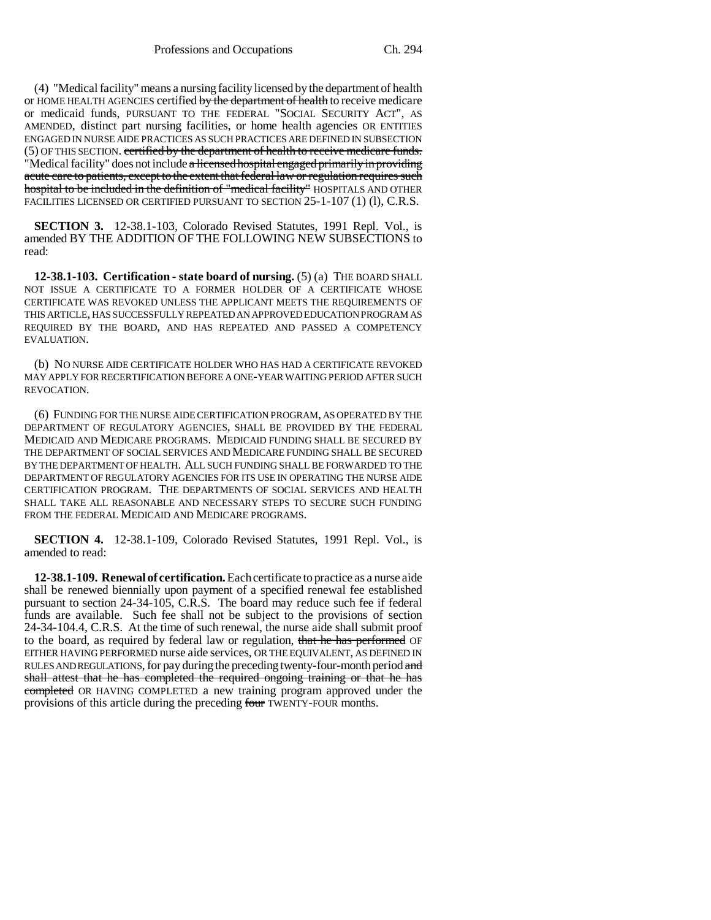(4) "Medical facility" means a nursing facility licensed by the department of health or HOME HEALTH AGENCIES certified ~~by the department of health~~ to receive medicare or medicaid funds, PURSUANT TO THE FEDERAL "SOCIAL SECURITY ACT", AS AMENDED, distinct part nursing facilities, or home health agencies OR ENTITIES ENGAGED IN NURSE AIDE PRACTICES AS SUCH PRACTICES ARE DEFINED IN SUBSECTION (5) OF THIS SECTION. ~~certified by the department of health to receive medicare funds.~~ "Medical facility" does not include ~~a licensed hospital engaged primarily in providing acute care to patients, except to the extent that federal law or regulation requires such hospital to be included in the definition of "medical facility"~~ HOSPITALS AND OTHER FACILITIES LICENSED OR CERTIFIED PURSUANT TO SECTION 25-1-107 (1) (l), C.R.S.

**SECTION 3.** 12-38.1-103, Colorado Revised Statutes, 1991 Repl. Vol., is amended BY THE ADDITION OF THE FOLLOWING NEW SUBSECTIONS to read:

**12-38.1-103. Certification - state board of nursing.** (5) (a) THE BOARD SHALL NOT ISSUE A CERTIFICATE TO A FORMER HOLDER OF A CERTIFICATE WHOSE CERTIFICATE WAS REVOKED UNLESS THE APPLICANT MEETS THE REQUIREMENTS OF THIS ARTICLE, HAS SUCCESSFULLY REPEATED AN APPROVED EDUCATION PROGRAM AS REQUIRED BY THE BOARD, AND HAS REPEATED AND PASSED A COMPETENCY EVALUATION.

(b) NO NURSE AIDE CERTIFICATE HOLDER WHO HAS HAD A CERTIFICATE REVOKED MAY APPLY FOR RECERTIFICATION BEFORE A ONE-YEAR WAITING PERIOD AFTER SUCH REVOCATION.

(6) FUNDING FOR THE NURSE AIDE CERTIFICATION PROGRAM, AS OPERATED BY THE DEPARTMENT OF REGULATORY AGENCIES, SHALL BE PROVIDED BY THE FEDERAL MEDICAID AND MEDICARE PROGRAMS. MEDICAID FUNDING SHALL BE SECURED BY THE DEPARTMENT OF SOCIAL SERVICES AND MEDICARE FUNDING SHALL BE SECURED BY THE DEPARTMENT OF HEALTH. ALL SUCH FUNDING SHALL BE FORWARDED TO THE DEPARTMENT OF REGULATORY AGENCIES FOR ITS USE IN OPERATING THE NURSE AIDE CERTIFICATION PROGRAM. THE DEPARTMENTS OF SOCIAL SERVICES AND HEALTH SHALL TAKE ALL REASONABLE AND NECESSARY STEPS TO SECURE SUCH FUNDING FROM THE FEDERAL MEDICAID AND MEDICARE PROGRAMS.

**SECTION 4.** 12-38.1-109, Colorado Revised Statutes, 1991 Repl. Vol., is amended to read:

**12-38.1-109. Renewal of certification.** Each certificate to practice as a nurse aide shall be renewed biennially upon payment of a specified renewal fee established pursuant to section 24-34-105, C.R.S. The board may reduce such fee if federal funds are available. Such fee shall not be subject to the provisions of section 24-34-104.4, C.R.S. At the time of such renewal, the nurse aide shall submit proof to the board, as required by federal law or regulation, ~~that he has performed~~ OF EITHER HAVING PERFORMED nurse aide services, OR THE EQUIVALENT, AS DEFINED IN RULES AND REGULATIONS, for pay during the preceding twenty-four-month period ~~and shall attest that he has completed the required ongoing training or that he has completed~~ OR HAVING COMPLETED a new training program approved under the provisions of this article during the preceding ~~four~~ TWENTY-FOUR months.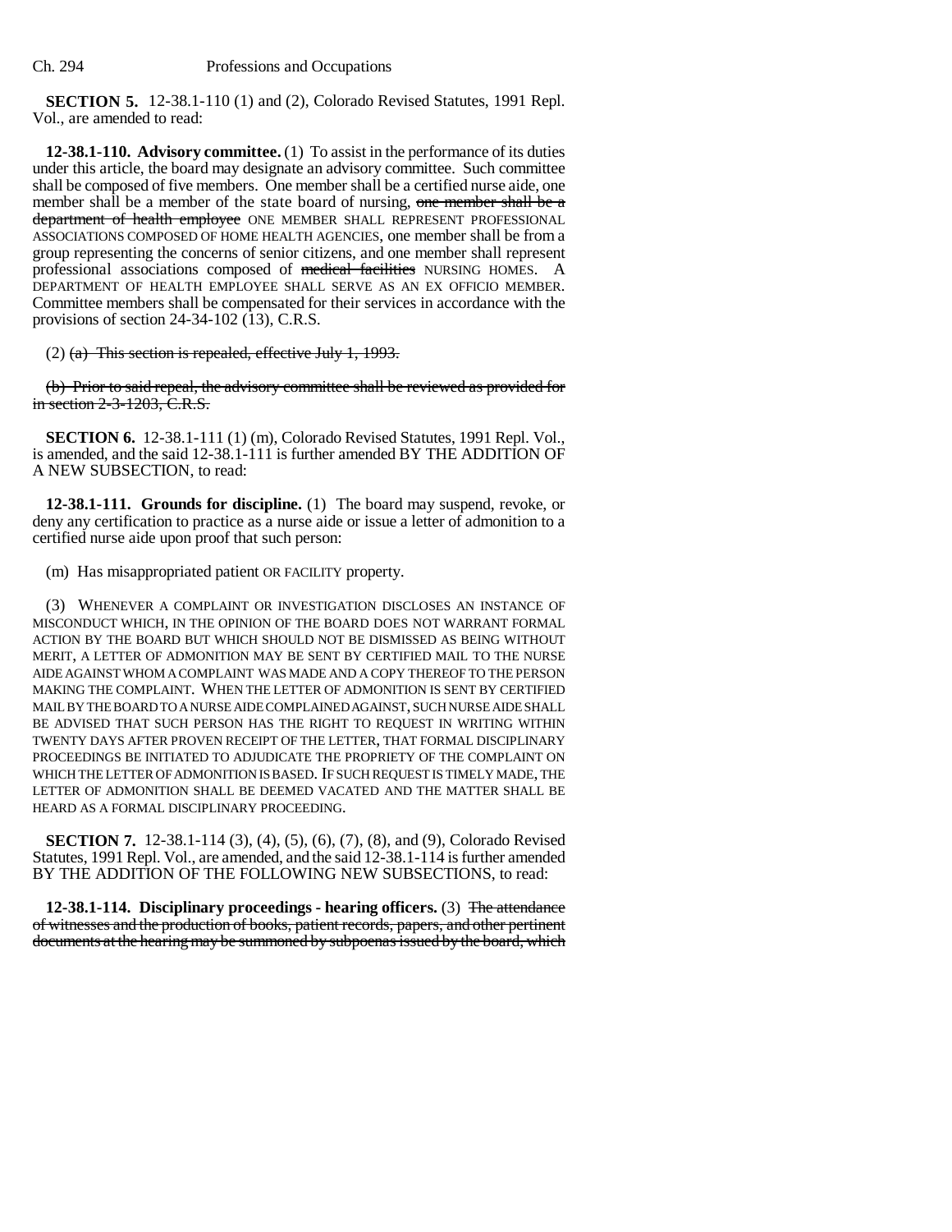**SECTION 5.** 12-38.1-110 (1) and (2), Colorado Revised Statutes, 1991 Repl. Vol., are amended to read:

**12-38.1-110. Advisory committee.** (1) To assist in the performance of its duties under this article, the board may designate an advisory committee. Such committee shall be composed of five members. One member shall be a certified nurse aide, one member shall be a member of the state board of nursing, ~~one member shall be a department of health employee~~ ONE MEMBER SHALL REPRESENT PROFESSIONAL ASSOCIATIONS COMPOSED OF HOME HEALTH AGENCIES, one member shall be from a group representing the concerns of senior citizens, and one member shall represent professional associations composed of ~~medical facilities~~ NURSING HOMES. A DEPARTMENT OF HEALTH EMPLOYEE SHALL SERVE AS AN EX OFFICIO MEMBER. Committee members shall be compensated for their services in accordance with the provisions of section 24-34-102 (13), C.R.S.

(2) ~~(a) This section is repealed, effective July 1, 1993.~~

~~(b) Prior to said repeal, the advisory committee shall be reviewed as provided for in section 2-3-1203, C.R.S.~~

**SECTION 6.** 12-38.1-111 (1) (m), Colorado Revised Statutes, 1991 Repl. Vol., is amended, and the said 12-38.1-111 is further amended BY THE ADDITION OF A NEW SUBSECTION, to read:

**12-38.1-111. Grounds for discipline.** (1) The board may suspend, revoke, or deny any certification to practice as a nurse aide or issue a letter of admonition to a certified nurse aide upon proof that such person:

(m) Has misappropriated patient OR FACILITY property.

(3) WHENEVER A COMPLAINT OR INVESTIGATION DISCLOSES AN INSTANCE OF MISCONDUCT WHICH, IN THE OPINION OF THE BOARD DOES NOT WARRANT FORMAL ACTION BY THE BOARD BUT WHICH SHOULD NOT BE DISMISSED AS BEING WITHOUT MERIT, A LETTER OF ADMONITION MAY BE SENT BY CERTIFIED MAIL TO THE NURSE AIDE AGAINST WHOM A COMPLAINT WAS MADE AND A COPY THEREOF TO THE PERSON MAKING THE COMPLAINT. WHEN THE LETTER OF ADMONITION IS SENT BY CERTIFIED MAIL BY THE BOARD TO A NURSE AIDE COMPLAINED AGAINST, SUCH NURSE AIDE SHALL BE ADVISED THAT SUCH PERSON HAS THE RIGHT TO REQUEST IN WRITING WITHIN TWENTY DAYS AFTER PROVEN RECEIPT OF THE LETTER, THAT FORMAL DISCIPLINARY PROCEEDINGS BE INITIATED TO ADJUDICATE THE PROPRIETY OF THE COMPLAINT ON WHICH THE LETTER OF ADMONITION IS BASED. IF SUCH REQUEST IS TIMELY MADE, THE LETTER OF ADMONITION SHALL BE DEEMED VACATED AND THE MATTER SHALL BE HEARD AS A FORMAL DISCIPLINARY PROCEEDING.

**SECTION 7.** 12-38.1-114 (3), (4), (5), (6), (7), (8), and (9), Colorado Revised Statutes, 1991 Repl. Vol., are amended, and the said 12-38.1-114 is further amended BY THE ADDITION OF THE FOLLOWING NEW SUBSECTIONS, to read:

**12-38.1-114. Disciplinary proceedings - hearing officers.** (3) ~~The attendance of witnesses and the production of books, patient records, papers, and other pertinent documents at the hearing may be summoned by subpoenas issued by the board, which~~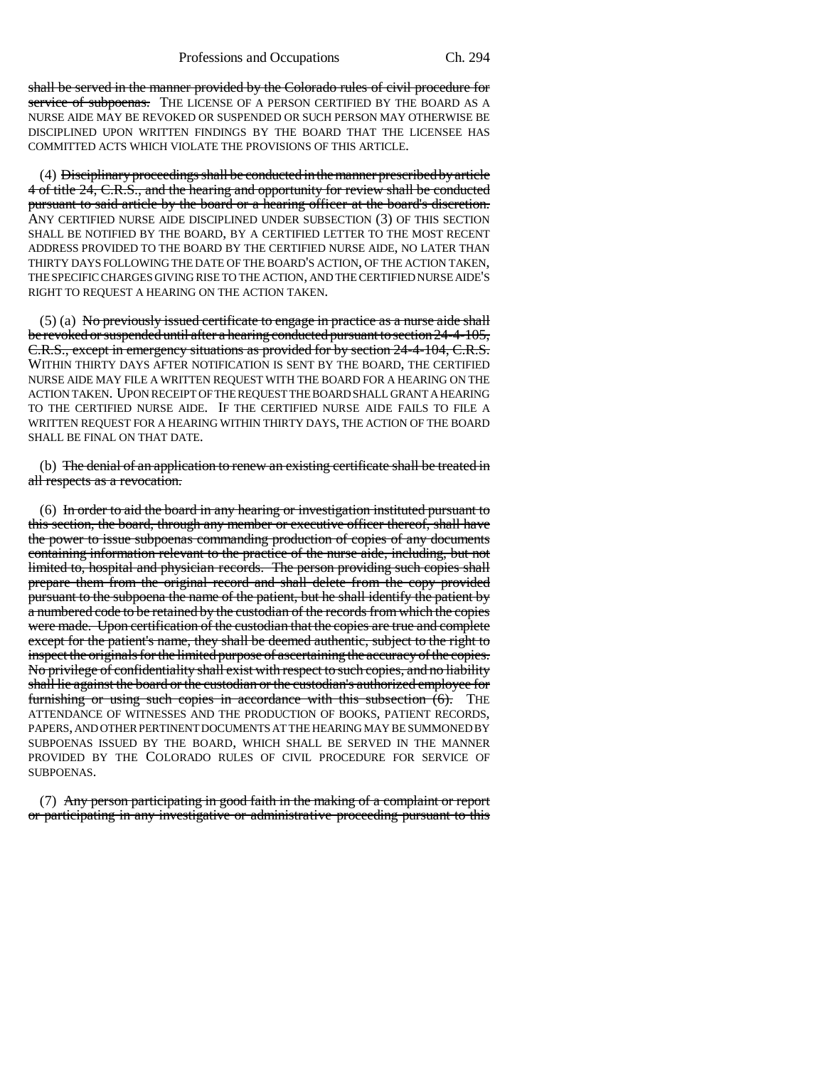~~shall be served in the manner provided by the Colorado rules of civil procedure for service of subpoenas.~~ THE LICENSE OF A PERSON CERTIFIED BY THE BOARD AS A NURSE AIDE MAY BE REVOKED OR SUSPENDED OR SUCH PERSON MAY OTHERWISE BE DISCIPLINED UPON WRITTEN FINDINGS BY THE BOARD THAT THE LICENSEE HAS COMMITTED ACTS WHICH VIOLATE THE PROVISIONS OF THIS ARTICLE.

(4) ~~Disciplinary proceedings shall be conducted in the manner prescribed by article 4 of title 24, C.R.S., and the hearing and opportunity for review shall be conducted pursuant to said article by the board or a hearing officer at the board's discretion.~~ ANY CERTIFIED NURSE AIDE DISCIPLINED UNDER SUBSECTION (3) OF THIS SECTION SHALL BE NOTIFIED BY THE BOARD, BY A CERTIFIED LETTER TO THE MOST RECENT ADDRESS PROVIDED TO THE BOARD BY THE CERTIFIED NURSE AIDE, NO LATER THAN THIRTY DAYS FOLLOWING THE DATE OF THE BOARD'S ACTION, OF THE ACTION TAKEN, THE SPECIFIC CHARGES GIVING RISE TO THE ACTION, AND THE CERTIFIED NURSE AIDE'S RIGHT TO REQUEST A HEARING ON THE ACTION TAKEN.

(5) (a) ~~No previously issued certificate to engage in practice as a nurse aide shall be revoked or suspended until after a hearing conducted pursuant to section 24-4-105, C.R.S., except in emergency situations as provided for by section 24-4-104, C.R.S.~~ WITHIN THIRTY DAYS AFTER NOTIFICATION IS SENT BY THE BOARD, THE CERTIFIED NURSE AIDE MAY FILE A WRITTEN REQUEST WITH THE BOARD FOR A HEARING ON THE ACTION TAKEN. UPON RECEIPT OF THE REQUEST THE BOARD SHALL GRANT A HEARING TO THE CERTIFIED NURSE AIDE. IF THE CERTIFIED NURSE AIDE FAILS TO FILE A WRITTEN REQUEST FOR A HEARING WITHIN THIRTY DAYS, THE ACTION OF THE BOARD SHALL BE FINAL ON THAT DATE.

(b) ~~The denial of an application to renew an existing certificate shall be treated in all respects as a revocation.~~

(6) ~~In order to aid the board in any hearing or investigation instituted pursuant to this section, the board, through any member or executive officer thereof, shall have the power to issue subpoenas commanding production of copies of any documents containing information relevant to the practice of the nurse aide, including, but not limited to, hospital and physician records. The person providing such copies shall prepare them from the original record and shall delete from the copy provided pursuant to the subpoena the name of the patient, but he shall identify the patient by a numbered code to be retained by the custodian of the records from which the copies were made. Upon certification of the custodian that the copies are true and complete except for the patient's name, they shall be deemed authentic, subject to the right to inspect the originals for the limited purpose of ascertaining the accuracy of the copies. No privilege of confidentiality shall exist with respect to such copies, and no liability shall lie against the board or the custodian or the custodian's authorized employee for furnishing or using such copies in accordance with this subsection (6).~~ THE ATTENDANCE OF WITNESSES AND THE PRODUCTION OF BOOKS, PATIENT RECORDS, PAPERS, AND OTHER PERTINENT DOCUMENTS AT THE HEARING MAY BE SUMMONED BY SUBPOENAS ISSUED BY THE BOARD, WHICH SHALL BE SERVED IN THE MANNER PROVIDED BY THE COLORADO RULES OF CIVIL PROCEDURE FOR SERVICE OF SUBPOENAS.

(7) ~~Any person participating in good faith in the making of a complaint or report or participating in any investigative or administrative proceeding pursuant to this~~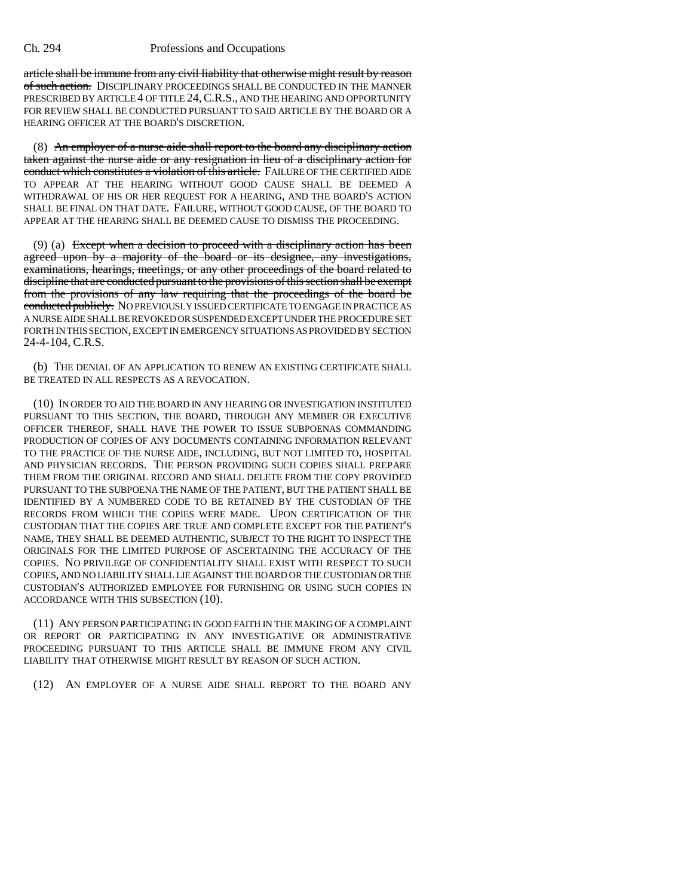~~article shall be immune from any civil liability that otherwise might result by reason of such action.~~ DISCIPLINARY PROCEEDINGS SHALL BE CONDUCTED IN THE MANNER PRESCRIBED BY ARTICLE 4 OF TITLE 24, C.R.S., AND THE HEARING AND OPPORTUNITY FOR REVIEW SHALL BE CONDUCTED PURSUANT TO SAID ARTICLE BY THE BOARD OR A HEARING OFFICER AT THE BOARD'S DISCRETION.

(8) ~~An employer of a nurse aide shall report to the board any disciplinary action taken against the nurse aide or any resignation in lieu of a disciplinary action for conduct which constitutes a violation of this article.~~ FAILURE OF THE CERTIFIED AIDE TO APPEAR AT THE HEARING WITHOUT GOOD CAUSE SHALL BE DEEMED A WITHDRAWAL OF HIS OR HER REQUEST FOR A HEARING, AND THE BOARD'S ACTION SHALL BE FINAL ON THAT DATE. FAILURE, WITHOUT GOOD CAUSE, OF THE BOARD TO APPEAR AT THE HEARING SHALL BE DEEMED CAUSE TO DISMISS THE PROCEEDING.

(9) (a) ~~Except when a decision to proceed with a disciplinary action has been agreed upon by a majority of the board or its designee, any investigations, examinations, hearings, meetings, or any other proceedings of the board related to discipline that are conducted pursuant to the provisions of this section shall be exempt from the provisions of any law requiring that the proceedings of the board be conducted publicly.~~ NO PREVIOUSLY ISSUED CERTIFICATE TO ENGAGE IN PRACTICE AS A NURSE AIDE SHALL BE REVOKED OR SUSPENDED EXCEPT UNDER THE PROCEDURE SET FORTH IN THIS SECTION, EXCEPT IN EMERGENCY SITUATIONS AS PROVIDED BY SECTION 24-4-104, C.R.S.

(b) THE DENIAL OF AN APPLICATION TO RENEW AN EXISTING CERTIFICATE SHALL BE TREATED IN ALL RESPECTS AS A REVOCATION.

(10) IN ORDER TO AID THE BOARD IN ANY HEARING OR INVESTIGATION INSTITUTED PURSUANT TO THIS SECTION, THE BOARD, THROUGH ANY MEMBER OR EXECUTIVE OFFICER THEREOF, SHALL HAVE THE POWER TO ISSUE SUBPOENAS COMMANDING PRODUCTION OF COPIES OF ANY DOCUMENTS CONTAINING INFORMATION RELEVANT TO THE PRACTICE OF THE NURSE AIDE, INCLUDING, BUT NOT LIMITED TO, HOSPITAL AND PHYSICIAN RECORDS. THE PERSON PROVIDING SUCH COPIES SHALL PREPARE THEM FROM THE ORIGINAL RECORD AND SHALL DELETE FROM THE COPY PROVIDED PURSUANT TO THE SUBPOENA THE NAME OF THE PATIENT, BUT THE PATIENT SHALL BE IDENTIFIED BY A NUMBERED CODE TO BE RETAINED BY THE CUSTODIAN OF THE RECORDS FROM WHICH THE COPIES WERE MADE. UPON CERTIFICATION OF THE CUSTODIAN THAT THE COPIES ARE TRUE AND COMPLETE EXCEPT FOR THE PATIENT'S NAME, THEY SHALL BE DEEMED AUTHENTIC, SUBJECT TO THE RIGHT TO INSPECT THE ORIGINALS FOR THE LIMITED PURPOSE OF ASCERTAINING THE ACCURACY OF THE COPIES. NO PRIVILEGE OF CONFIDENTIALITY SHALL EXIST WITH RESPECT TO SUCH COPIES, AND NO LIABILITY SHALL LIE AGAINST THE BOARD OR THE CUSTODIAN OR THE CUSTODIAN'S AUTHORIZED EMPLOYEE FOR FURNISHING OR USING SUCH COPIES IN ACCORDANCE WITH THIS SUBSECTION (10).

(11) ANY PERSON PARTICIPATING IN GOOD FAITH IN THE MAKING OF A COMPLAINT OR REPORT OR PARTICIPATING IN ANY INVESTIGATIVE OR ADMINISTRATIVE PROCEEDING PURSUANT TO THIS ARTICLE SHALL BE IMMUNE FROM ANY CIVIL LIABILITY THAT OTHERWISE MIGHT RESULT BY REASON OF SUCH ACTION.

(12) AN EMPLOYER OF A NURSE AIDE SHALL REPORT TO THE BOARD ANY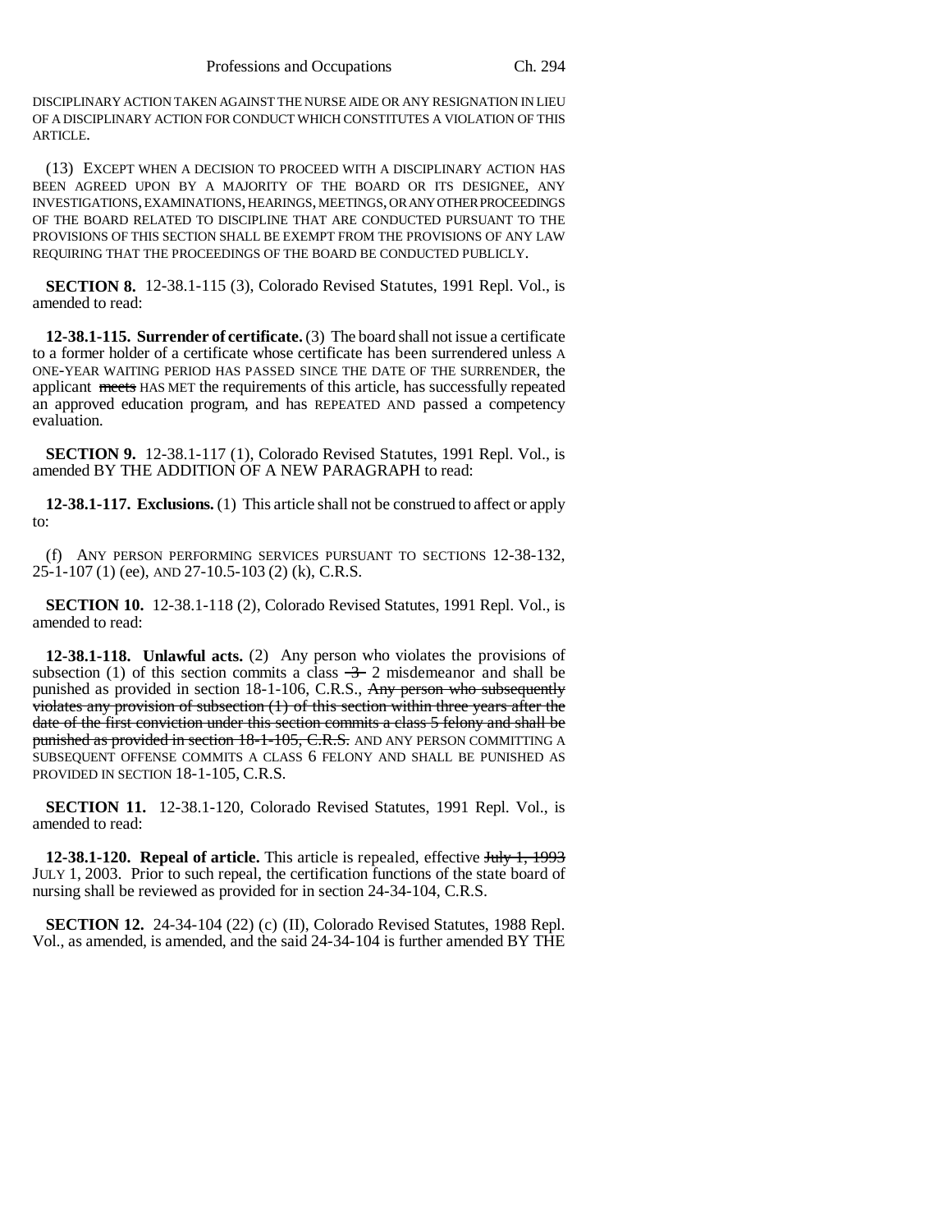DISCIPLINARY ACTION TAKEN AGAINST THE NURSE AIDE OR ANY RESIGNATION IN LIEU OF A DISCIPLINARY ACTION FOR CONDUCT WHICH CONSTITUTES A VIOLATION OF THIS ARTICLE.

(13) EXCEPT WHEN A DECISION TO PROCEED WITH A DISCIPLINARY ACTION HAS BEEN AGREED UPON BY A MAJORITY OF THE BOARD OR ITS DESIGNEE, ANY INVESTIGATIONS, EXAMINATIONS, HEARINGS, MEETINGS, OR ANY OTHER PROCEEDINGS OF THE BOARD RELATED TO DISCIPLINE THAT ARE CONDUCTED PURSUANT TO THE PROVISIONS OF THIS SECTION SHALL BE EXEMPT FROM THE PROVISIONS OF ANY LAW REQUIRING THAT THE PROCEEDINGS OF THE BOARD BE CONDUCTED PUBLICLY.

**SECTION 8.** 12-38.1-115 (3), Colorado Revised Statutes, 1991 Repl. Vol., is amended to read:

**12-38.1-115. Surrender of certificate.** (3) The board shall not issue a certificate to a former holder of a certificate whose certificate has been surrendered unless A ONE-YEAR WAITING PERIOD HAS PASSED SINCE THE DATE OF THE SURRENDER, the applicant ~~meets~~ HAS MET the requirements of this article, has successfully repeated an approved education program, and has REPEATED AND passed a competency evaluation.

**SECTION 9.** 12-38.1-117 (1), Colorado Revised Statutes, 1991 Repl. Vol., is amended BY THE ADDITION OF A NEW PARAGRAPH to read:

**12-38.1-117. Exclusions.** (1) This article shall not be construed to affect or apply to:

(f) ANY PERSON PERFORMING SERVICES PURSUANT TO SECTIONS 12-38-132, 25-1-107 (1) (ee), AND 27-10.5-103 (2) (k), C.R.S.

**SECTION 10.** 12-38.1-118 (2), Colorado Revised Statutes, 1991 Repl. Vol., is amended to read:

**12-38.1-118. Unlawful acts.** (2) Any person who violates the provisions of subsection (1) of this section commits a class ~~3~~ 2 misdemeanor and shall be punished as provided in section 18-1-106, C.R.S., ~~Any person who subsequently violates any provision of subsection (1) of this section within three years after the date of the first conviction under this section commits a class 5 felony and shall be punished as provided in section 18-1-105, C.R.S.~~ AND ANY PERSON COMMITTING A SUBSEQUENT OFFENSE COMMITS A CLASS 6 FELONY AND SHALL BE PUNISHED AS PROVIDED IN SECTION 18-1-105, C.R.S.

**SECTION 11.** 12-38.1-120, Colorado Revised Statutes, 1991 Repl. Vol., is amended to read:

**12-38.1-120. Repeal of article.** This article is repealed, effective ~~July 1, 1993~~ JULY 1, 2003. Prior to such repeal, the certification functions of the state board of nursing shall be reviewed as provided for in section 24-34-104, C.R.S.

**SECTION 12.** 24-34-104 (22) (c) (II), Colorado Revised Statutes, 1988 Repl. Vol., as amended, is amended, and the said 24-34-104 is further amended BY THE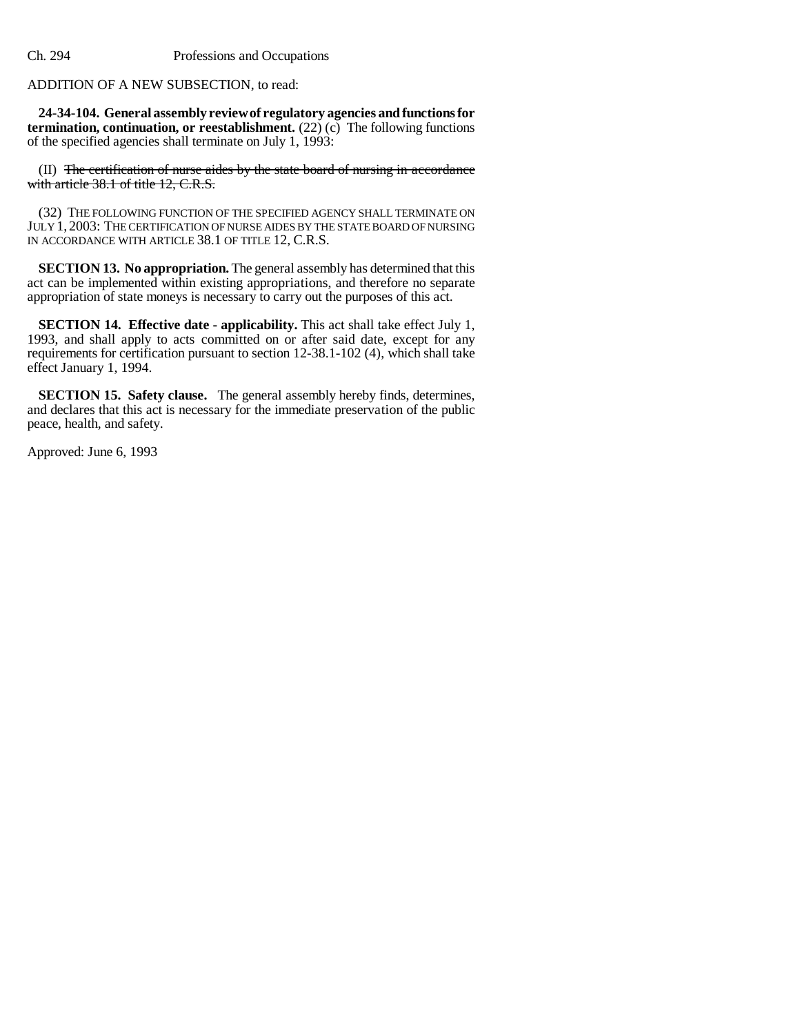ADDITION OF A NEW SUBSECTION, to read:

**24-34-104. General assembly review of regulatory agencies and functions for termination, continuation, or reestablishment.** (22) (c) The following functions of the specified agencies shall terminate on July 1, 1993:

(II) ~~The certification of nurse aides by the state board of nursing in accordance with article 38.1 of title 12, C.R.S.~~

(32) THE FOLLOWING FUNCTION OF THE SPECIFIED AGENCY SHALL TERMINATE ON JULY 1, 2003: THE CERTIFICATION OF NURSE AIDES BY THE STATE BOARD OF NURSING IN ACCORDANCE WITH ARTICLE 38.1 OF TITLE 12, C.R.S.

**SECTION 13. No appropriation.** The general assembly has determined that this act can be implemented within existing appropriations, and therefore no separate appropriation of state moneys is necessary to carry out the purposes of this act.

**SECTION 14. Effective date - applicability.** This act shall take effect July 1, 1993, and shall apply to acts committed on or after said date, except for any requirements for certification pursuant to section 12-38.1-102 (4), which shall take effect January 1, 1994.

**SECTION 15. Safety clause.** The general assembly hereby finds, determines, and declares that this act is necessary for the immediate preservation of the public peace, health, and safety.

Approved: June 6, 1993